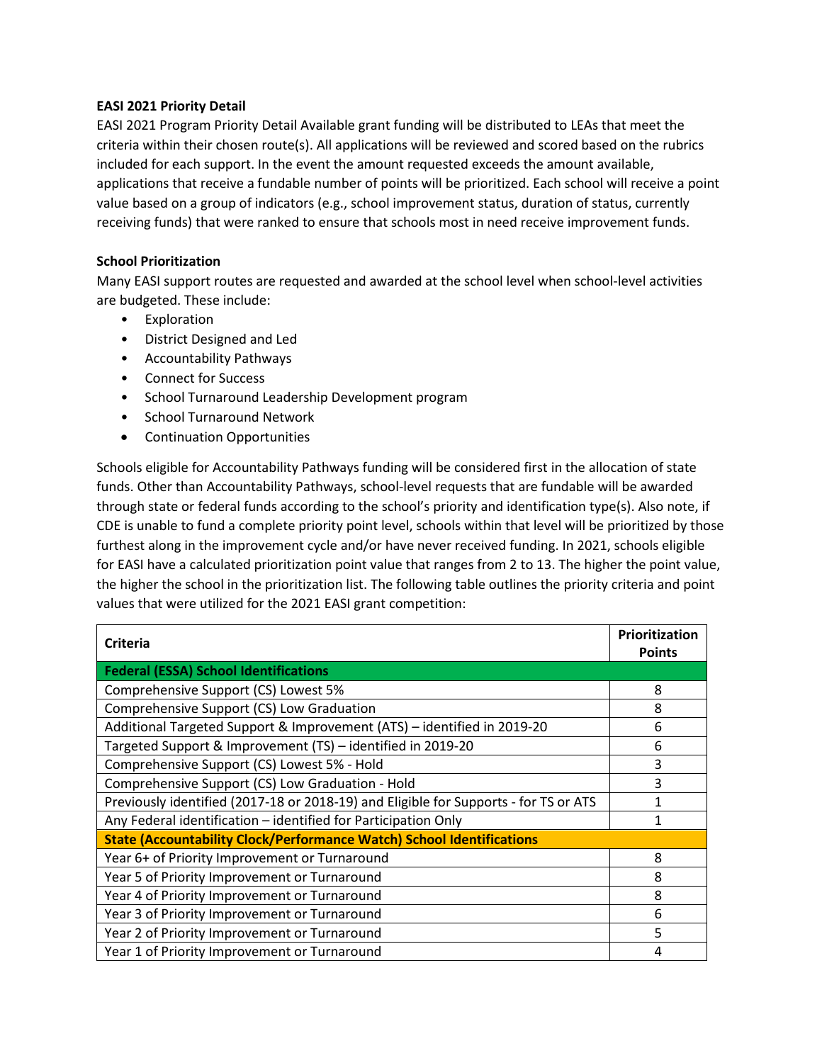**EASI 2021 Priority Detail**

EASI 2021 Program Priority Detail Available grant funding will be distributed to LEAs that meet the criteria within their chosen route(s). All applications will be reviewed and scored based on the rubrics included for each support. In the event the amount requested exceeds the amount available, applications that receive a fundable number of points will be prioritized. Each school will receive a point value based on a group of indicators (e.g., school improvement status, duration of status, currently receiving funds) that were ranked to ensure that schools most in need receive improvement funds.

**School Prioritization**

Many EASI support routes are requested and awarded at the school level when school-level activities are budgeted. These include:

- Exploration
- District Designed and Led
- Accountability Pathways
- Connect for Success
- School Turnaround Leadership Development program
- School Turnaround Network
- Continuation Opportunities

Schools eligible for Accountability Pathways funding will be considered first in the allocation of state funds. Other than Accountability Pathways, school-level requests that are fundable will be awarded through state or federal funds according to the school's priority and identification type(s). Also note, if CDE is unable to fund a complete priority point level, schools within that level will be prioritized by those furthest along in the improvement cycle and/or have never received funding. In 2021, schools eligible for EASI have a calculated prioritization point value that ranges from 2 to 13. The higher the point value, the higher the school in the prioritization list. The following table outlines the priority criteria and point values that were utilized for the 2021 EASI grant competition:

| Criteria | Prioritization Points |
|---|---|
| **Federal (ESSA) School Identifications** | |
| Comprehensive Support (CS) Lowest 5% | 8 |
| Comprehensive Support (CS) Low Graduation | 8 |
| Additional Targeted Support & Improvement (ATS) – identified in 2019-20 | 6 |
| Targeted Support & Improvement (TS) – identified in 2019-20 | 6 |
| Comprehensive Support (CS) Lowest 5% - Hold | 3 |
| Comprehensive Support (CS) Low Graduation - Hold | 3 |
| Previously identified (2017-18 or 2018-19) and Eligible for Supports - for TS or ATS | 1 |
| Any Federal identification – identified for Participation Only | 1 |
| **State (Accountability Clock/Performance Watch) School Identifications** | |
| Year 6+ of Priority Improvement or Turnaround | 8 |
| Year 5 of Priority Improvement or Turnaround | 8 |
| Year 4 of Priority Improvement or Turnaround | 8 |
| Year 3 of Priority Improvement or Turnaround | 6 |
| Year 2 of Priority Improvement or Turnaround | 5 |
| Year 1 of Priority Improvement or Turnaround | 4 |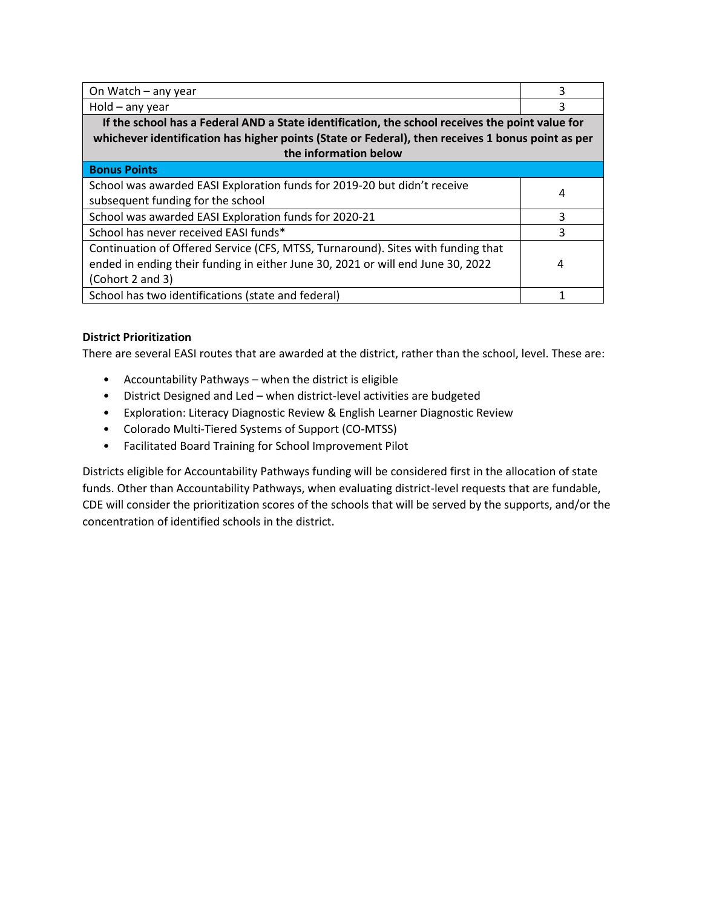| | |
|---|---|
| On Watch – any year | 3 |
| Hold – any year | 3 |
| **If the school has a Federal AND a State identification, the school receives the point value for whichever identification has higher points (State or Federal), then receives 1 bonus point as per the information below** | |
| **Bonus Points** | |
| School was awarded EASI Exploration funds for 2019-20 but didn't receive subsequent funding for the school | 4 |
| School was awarded EASI Exploration funds for 2020-21 | 3 |
| School has never received EASI funds* | 3 |
| Continuation of Offered Service (CFS, MTSS, Turnaround). Sites with funding that ended in ending their funding in either June 30, 2021 or will end June 30, 2022 (Cohort 2 and 3) | 4 |
| School has two identifications (state and federal) | 1 |

**District Prioritization**

There are several EASI routes that are awarded at the district, rather than the school, level. These are:

- Accountability Pathways – when the district is eligible
- District Designed and Led – when district-level activities are budgeted
- Exploration: Literacy Diagnostic Review & English Learner Diagnostic Review
- Colorado Multi-Tiered Systems of Support (CO-MTSS)
- Facilitated Board Training for School Improvement Pilot

Districts eligible for Accountability Pathways funding will be considered first in the allocation of state funds. Other than Accountability Pathways, when evaluating district-level requests that are fundable, CDE will consider the prioritization scores of the schools that will be served by the supports, and/or the concentration of identified schools in the district.